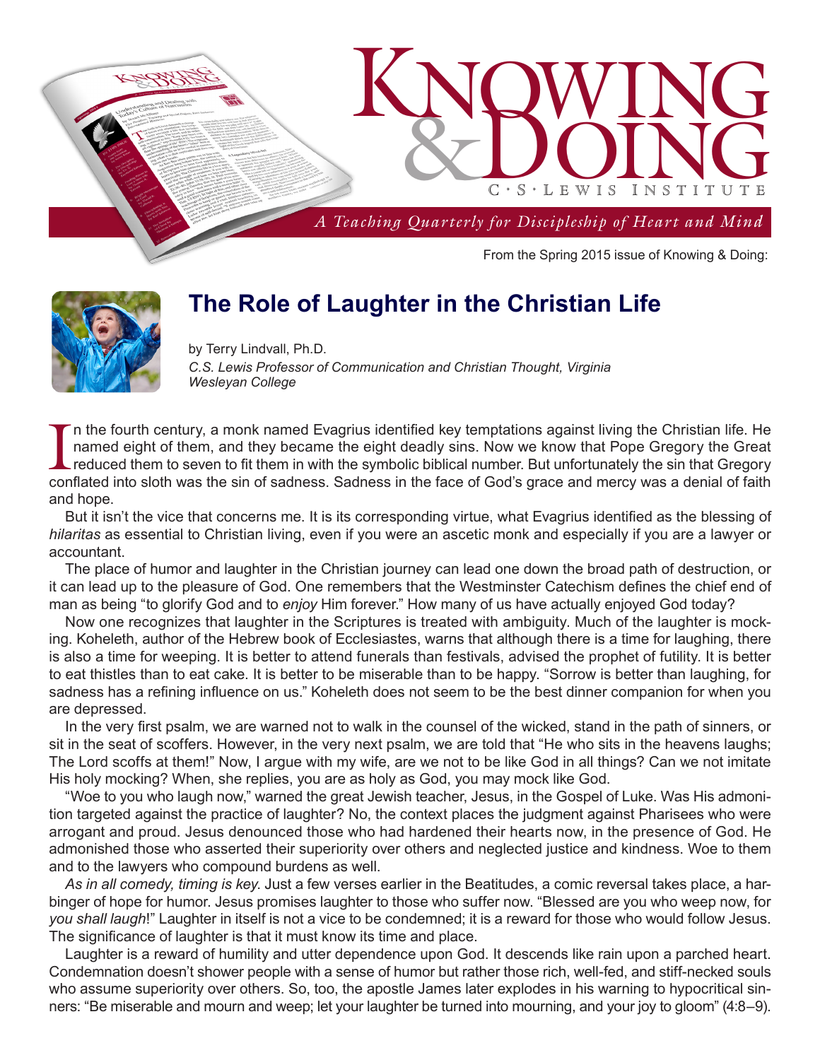# KNOWING & DOING

C · S · LEWIS INSTITUTE

*A Teaching Quarterly for Discipleship of Heart and Mind*

From the Spring 2015 issue of Knowing & Doing:

## The Role of Laughter in the Christian Life

by Terry Lindvall, Ph.D.
*C.S. Lewis Professor of Communication and Christian Thought, Virginia Wesleyan College*

In the fourth century, a monk named Evagrius identified key temptations against living the Christian life. He named eight of them, and they became the eight deadly sins. Now we know that Pope Gregory the Great reduced them to seven to fit them in with the symbolic biblical number. But unfortunately the sin that Gregory conflated into sloth was the sin of sadness. Sadness in the face of God's grace and mercy was a denial of faith and hope.

But it isn't the vice that concerns me. It is its corresponding virtue, what Evagrius identified as the blessing of *hilaritas* as essential to Christian living, even if you were an ascetic monk and especially if you are a lawyer or accountant.

The place of humor and laughter in the Christian journey can lead one down the broad path of destruction, or it can lead up to the pleasure of God. One remembers that the Westminster Catechism defines the chief end of man as being "to glorify God and to *enjoy* Him forever." How many of us have actually enjoyed God today?

Now one recognizes that laughter in the Scriptures is treated with ambiguity. Much of the laughter is mocking. Koheleth, author of the Hebrew book of Ecclesiastes, warns that although there is a time for laughing, there is also a time for weeping. It is better to attend funerals than festivals, advised the prophet of futility. It is better to eat thistles than to eat cake. It is better to be miserable than to be happy. "Sorrow is better than laughing, for sadness has a refining influence on us." Koheleth does not seem to be the best dinner companion for when you are depressed.

In the very first psalm, we are warned not to walk in the counsel of the wicked, stand in the path of sinners, or sit in the seat of scoffers. However, in the very next psalm, we are told that "He who sits in the heavens laughs; The Lord scoffs at them!" Now, I argue with my wife, are we not to be like God in all things? Can we not imitate His holy mocking? When, she replies, you are as holy as God, you may mock like God.

"Woe to you who laugh now," warned the great Jewish teacher, Jesus, in the Gospel of Luke. Was His admonition targeted against the practice of laughter? No, the context places the judgment against Pharisees who were arrogant and proud. Jesus denounced those who had hardened their hearts now, in the presence of God. He admonished those who asserted their superiority over others and neglected justice and kindness. Woe to them and to the lawyers who compound burdens as well.

*As in all comedy, timing is key*. Just a few verses earlier in the Beatitudes, a comic reversal takes place, a harbinger of hope for humor. Jesus promises laughter to those who suffer now. "Blessed are you who weep now, for *you shall laugh*!" Laughter in itself is not a vice to be condemned; it is a reward for those who would follow Jesus. The significance of laughter is that it must know its time and place.

Laughter is a reward of humility and utter dependence upon God. It descends like rain upon a parched heart. Condemnation doesn't shower people with a sense of humor but rather those rich, well-fed, and stiff-necked souls who assume superiority over others. So, too, the apostle James later explodes in his warning to hypocritical sinners: "Be miserable and mourn and weep; let your laughter be turned into mourning, and your joy to gloom" (4:8–9).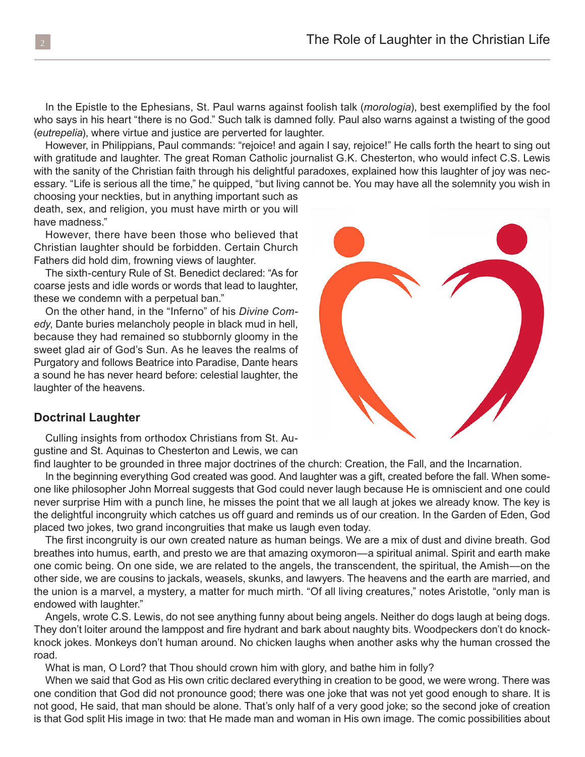In the Epistle to the Ephesians, St. Paul warns against foolish talk (*morologia*), best exemplified by the fool who says in his heart "there is no God." Such talk is damned folly. Paul also warns against a twisting of the good (*eutrepelia*), where virtue and justice are perverted for laughter.

However, in Philippians, Paul commands: "rejoice! and again I say, rejoice!" He calls forth the heart to sing out with gratitude and laughter. The great Roman Catholic journalist G.K. Chesterton, who would infect C.S. Lewis with the sanity of the Christian faith through his delightful paradoxes, explained how this laughter of joy was necessary. "Life is serious all the time," he quipped, "but living cannot be. You may have all the solemnity you wish in choosing your neckties, but in anything important such as death, sex, and religion, you must have mirth or you will have madness."

However, there have been those who believed that Christian laughter should be forbidden. Certain Church Fathers did hold dim, frowning views of laughter.

The sixth-century Rule of St. Benedict declared: "As for coarse jests and idle words or words that lead to laughter, these we condemn with a perpetual ban."

On the other hand, in the "Inferno" of his *Divine Comedy*, Dante buries melancholy people in black mud in hell, because they had remained so stubbornly gloomy in the sweet glad air of God's Sun. As he leaves the realms of Purgatory and follows Beatrice into Paradise, Dante hears a sound he has never heard before: celestial laughter, the laughter of the heavens.

## Doctrinal Laughter

Culling insights from orthodox Christians from St. Augustine and St. Aquinas to Chesterton and Lewis, we can find laughter to be grounded in three major doctrines of the church: Creation, the Fall, and the Incarnation.

In the beginning everything God created was good. And laughter was a gift, created before the fall. When someone like philosopher John Morreal suggests that God could never laugh because He is omniscient and one could never surprise Him with a punch line, he misses the point that we all laugh at jokes we already know. The key is the delightful incongruity which catches us off guard and reminds us of our creation. In the Garden of Eden, God placed two jokes, two grand incongruities that make us laugh even today.

The first incongruity is our own created nature as human beings. We are a mix of dust and divine breath. God breathes into humus, earth, and presto we are that amazing oxymoron—a spiritual animal. Spirit and earth make one comic being. On one side, we are related to the angels, the transcendent, the spiritual, the Amish—on the other side, we are cousins to jackals, weasels, skunks, and lawyers. The heavens and the earth are married, and the union is a marvel, a mystery, a matter for much mirth. "Of all living creatures," notes Aristotle, "only man is endowed with laughter."

Angels, wrote C.S. Lewis, do not see anything funny about being angels. Neither do dogs laugh at being dogs. They don't loiter around the lamppost and fire hydrant and bark about naughty bits. Woodpeckers don't do knock-knock jokes. Monkeys don't human around. No chicken laughs when another asks why the human crossed the road.

What is man, O Lord? that Thou should crown him with glory, and bathe him in folly?

When we said that God as His own critic declared everything in creation to be good, we were wrong. There was one condition that God did not pronounce good; there was one joke that was not yet good enough to share. It is not good, He said, that man should be alone. That's only half of a very good joke; so the second joke of creation is that God split His image in two: that He made man and woman in His own image. The comic possibilities about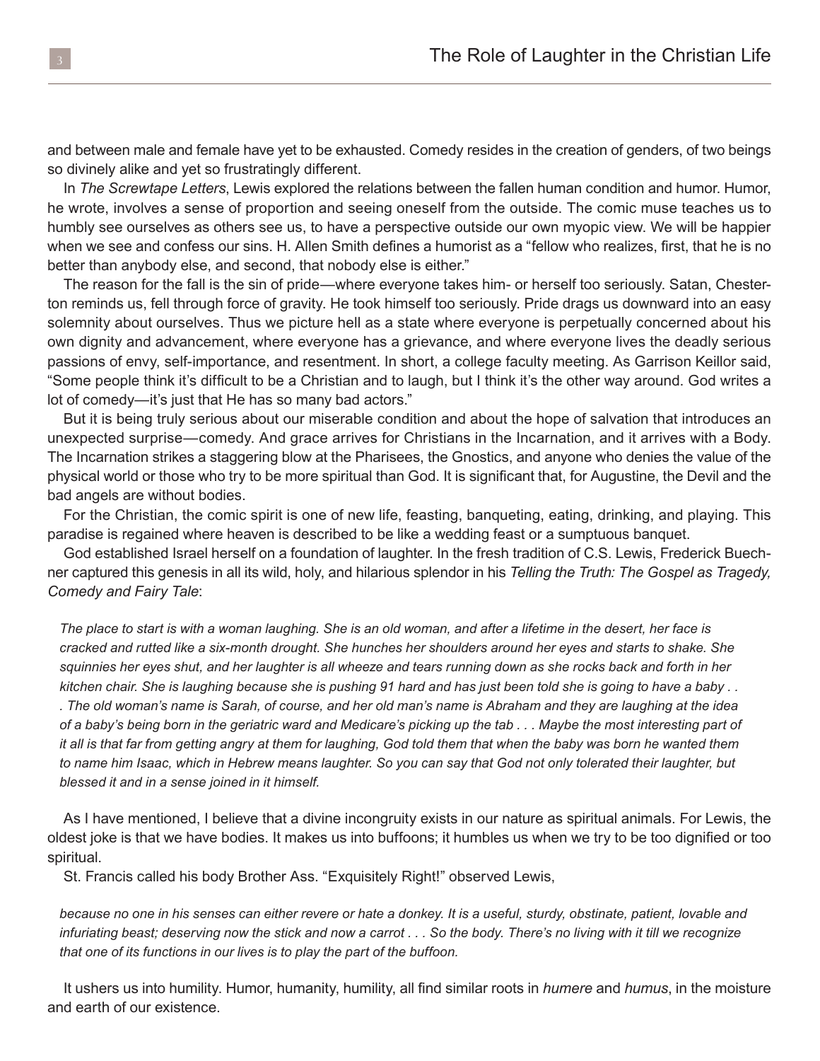and between male and female have yet to be exhausted. Comedy resides in the creation of genders, of two beings so divinely alike and yet so frustratingly different.

In *The Screwtape Letters*, Lewis explored the relations between the fallen human condition and humor. Humor, he wrote, involves a sense of proportion and seeing oneself from the outside. The comic muse teaches us to humbly see ourselves as others see us, to have a perspective outside our own myopic view. We will be happier when we see and confess our sins. H. Allen Smith defines a humorist as a "fellow who realizes, first, that he is no better than anybody else, and second, that nobody else is either."

The reason for the fall is the sin of pride—where everyone takes him- or herself too seriously. Satan, Chesterton reminds us, fell through force of gravity. He took himself too seriously. Pride drags us downward into an easy solemnity about ourselves. Thus we picture hell as a state where everyone is perpetually concerned about his own dignity and advancement, where everyone has a grievance, and where everyone lives the deadly serious passions of envy, self-importance, and resentment. In short, a college faculty meeting. As Garrison Keillor said, "Some people think it's difficult to be a Christian and to laugh, but I think it's the other way around. God writes a lot of comedy—it's just that He has so many bad actors."

But it is being truly serious about our miserable condition and about the hope of salvation that introduces an unexpected surprise—comedy. And grace arrives for Christians in the Incarnation, and it arrives with a Body. The Incarnation strikes a staggering blow at the Pharisees, the Gnostics, and anyone who denies the value of the physical world or those who try to be more spiritual than God. It is significant that, for Augustine, the Devil and the bad angels are without bodies.

For the Christian, the comic spirit is one of new life, feasting, banqueting, eating, drinking, and playing. This paradise is regained where heaven is described to be like a wedding feast or a sumptuous banquet.

God established Israel herself on a foundation of laughter. In the fresh tradition of C.S. Lewis, Frederick Buechner captured this genesis in all its wild, holy, and hilarious splendor in his *Telling the Truth: The Gospel as Tragedy, Comedy and Fairy Tale*:

> *The place to start is with a woman laughing. She is an old woman, and after a lifetime in the desert, her face is cracked and rutted like a six-month drought. She hunches her shoulders around her eyes and starts to shake. She squinnies her eyes shut, and her laughter is all wheeze and tears running down as she rocks back and forth in her kitchen chair. She is laughing because she is pushing 91 hard and has just been told she is going to have a baby . . . The old woman's name is Sarah, of course, and her old man's name is Abraham and they are laughing at the idea of a baby's being born in the geriatric ward and Medicare's picking up the tab . . . Maybe the most interesting part of it all is that far from getting angry at them for laughing, God told them that when the baby was born he wanted them to name him Isaac, which in Hebrew means laughter. So you can say that God not only tolerated their laughter, but blessed it and in a sense joined in it himself.*

As I have mentioned, I believe that a divine incongruity exists in our nature as spiritual animals. For Lewis, the oldest joke is that we have bodies. It makes us into buffoons; it humbles us when we try to be too dignified or too spiritual.

St. Francis called his body Brother Ass. "Exquisitely Right!" observed Lewis,

> *because no one in his senses can either revere or hate a donkey. It is a useful, sturdy, obstinate, patient, lovable and infuriating beast; deserving now the stick and now a carrot . . . So the body. There's no living with it till we recognize that one of its functions in our lives is to play the part of the buffoon.*

It ushers us into humility. Humor, humanity, humility, all find similar roots in *humere* and *humus*, in the moisture and earth of our existence.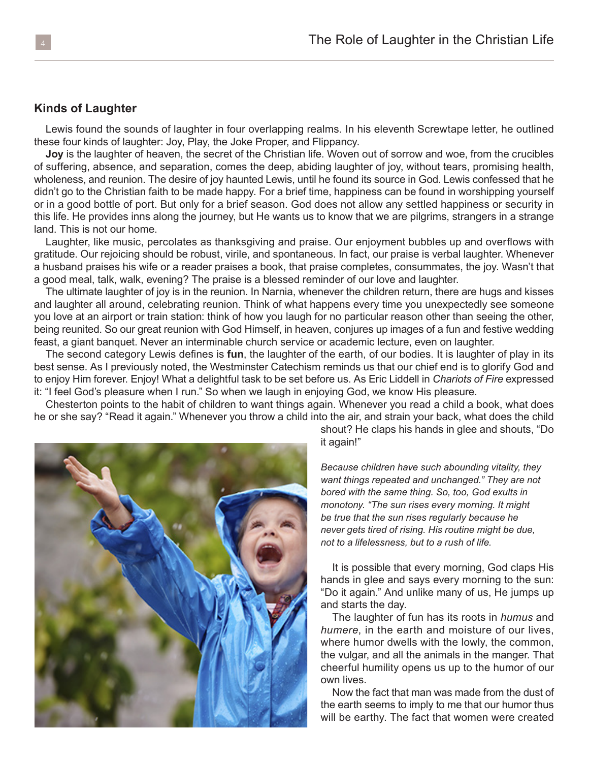### Kinds of Laughter

Lewis found the sounds of laughter in four overlapping realms. In his eleventh Screwtape letter, he outlined these four kinds of laughter: Joy, Play, the Joke Proper, and Flippancy.

**Joy** is the laughter of heaven, the secret of the Christian life. Woven out of sorrow and woe, from the crucibles of suffering, absence, and separation, comes the deep, abiding laughter of joy, without tears, promising health, wholeness, and reunion. The desire of joy haunted Lewis, until he found its source in God. Lewis confessed that he didn't go to the Christian faith to be made happy. For a brief time, happiness can be found in worshipping yourself or in a good bottle of port. But only for a brief season. God does not allow any settled happiness or security in this life. He provides inns along the journey, but He wants us to know that we are pilgrims, strangers in a strange land. This is not our home.

Laughter, like music, percolates as thanksgiving and praise. Our enjoyment bubbles up and overflows with gratitude. Our rejoicing should be robust, virile, and spontaneous. In fact, our praise is verbal laughter. Whenever a husband praises his wife or a reader praises a book, that praise completes, consummates, the joy. Wasn't that a good meal, talk, walk, evening? The praise is a blessed reminder of our love and laughter.

The ultimate laughter of joy is in the reunion. In Narnia, whenever the children return, there are hugs and kisses and laughter all around, celebrating reunion. Think of what happens every time you unexpectedly see someone you love at an airport or train station: think of how you laugh for no particular reason other than seeing the other, being reunited. So our great reunion with God Himself, in heaven, conjures up images of a fun and festive wedding feast, a giant banquet. Never an interminable church service or academic lecture, even on laughter.

The second category Lewis defines is **fun**, the laughter of the earth, of our bodies. It is laughter of play in its best sense. As I previously noted, the Westminster Catechism reminds us that our chief end is to glorify God and to enjoy Him forever. Enjoy! What a delightful task to be set before us. As Eric Liddell in *Chariots of Fire* expressed it: "I feel God's pleasure when I run." So when we laugh in enjoying God, we know His pleasure.

Chesterton points to the habit of children to want things again. Whenever you read a child a book, what does he or she say? "Read it again." Whenever you throw a child into the air, and strain your back, what does the child shout? He claps his hands in glee and shouts, "Do it again!"

*Because children have such abounding vitality, they want things repeated and unchanged." They are not bored with the same thing. So, too, God exults in monotony. "The sun rises every morning. It might be true that the sun rises regularly because he never gets tired of rising. His routine might be due, not to a lifelessness, but to a rush of life.*

It is possible that every morning, God claps His hands in glee and says every morning to the sun: "Do it again." And unlike many of us, He jumps up and starts the day.

The laughter of fun has its roots in *humus* and *humere*, in the earth and moisture of our lives, where humor dwells with the lowly, the common, the vulgar, and all the animals in the manger. That cheerful humility opens us up to the humor of our own lives.

Now the fact that man was made from the dust of the earth seems to imply to me that our humor thus will be earthy. The fact that women were created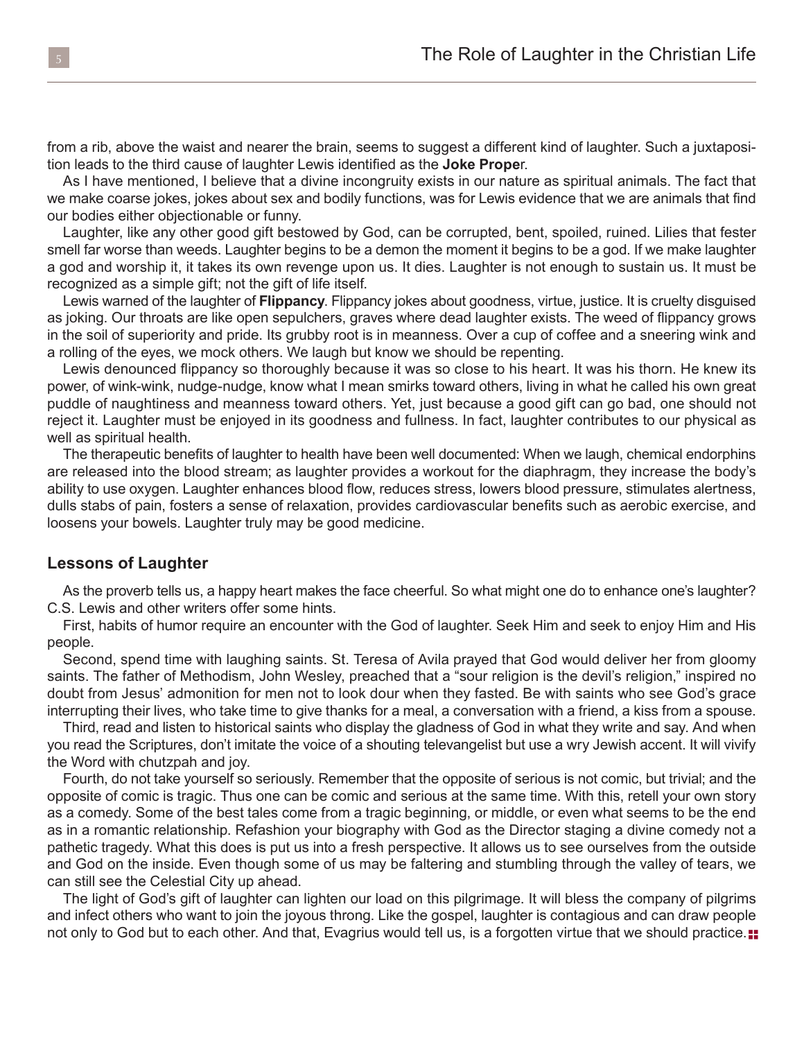from a rib, above the waist and nearer the brain, seems to suggest a different kind of laughter. Such a juxtaposition leads to the third cause of laughter Lewis identified as the **Joke Prope**r.

As I have mentioned, I believe that a divine incongruity exists in our nature as spiritual animals. The fact that we make coarse jokes, jokes about sex and bodily functions, was for Lewis evidence that we are animals that find our bodies either objectionable or funny.

Laughter, like any other good gift bestowed by God, can be corrupted, bent, spoiled, ruined. Lilies that fester smell far worse than weeds. Laughter begins to be a demon the moment it begins to be a god. If we make laughter a god and worship it, it takes its own revenge upon us. It dies. Laughter is not enough to sustain us. It must be recognized as a simple gift; not the gift of life itself.

Lewis warned of the laughter of **Flippancy**. Flippancy jokes about goodness, virtue, justice. It is cruelty disguised as joking. Our throats are like open sepulchers, graves where dead laughter exists. The weed of flippancy grows in the soil of superiority and pride. Its grubby root is in meanness. Over a cup of coffee and a sneering wink and a rolling of the eyes, we mock others. We laugh but know we should be repenting.

Lewis denounced flippancy so thoroughly because it was so close to his heart. It was his thorn. He knew its power, of wink-wink, nudge-nudge, know what I mean smirks toward others, living in what he called his own great puddle of naughtiness and meanness toward others. Yet, just because a good gift can go bad, one should not reject it. Laughter must be enjoyed in its goodness and fullness. In fact, laughter contributes to our physical as well as spiritual health.

The therapeutic benefits of laughter to health have been well documented: When we laugh, chemical endorphins are released into the blood stream; as laughter provides a workout for the diaphragm, they increase the body's ability to use oxygen. Laughter enhances blood flow, reduces stress, lowers blood pressure, stimulates alertness, dulls stabs of pain, fosters a sense of relaxation, provides cardiovascular benefits such as aerobic exercise, and loosens your bowels. Laughter truly may be good medicine.

## Lessons of Laughter

As the proverb tells us, a happy heart makes the face cheerful. So what might one do to enhance one's laughter? C.S. Lewis and other writers offer some hints.

First, habits of humor require an encounter with the God of laughter. Seek Him and seek to enjoy Him and His people.

Second, spend time with laughing saints. St. Teresa of Avila prayed that God would deliver her from gloomy saints. The father of Methodism, John Wesley, preached that a "sour religion is the devil's religion," inspired no doubt from Jesus' admonition for men not to look dour when they fasted. Be with saints who see God's grace interrupting their lives, who take time to give thanks for a meal, a conversation with a friend, a kiss from a spouse.

Third, read and listen to historical saints who display the gladness of God in what they write and say. And when you read the Scriptures, don't imitate the voice of a shouting televangelist but use a wry Jewish accent. It will vivify the Word with chutzpah and joy.

Fourth, do not take yourself so seriously. Remember that the opposite of serious is not comic, but trivial; and the opposite of comic is tragic. Thus one can be comic and serious at the same time. With this, retell your own story as a comedy. Some of the best tales come from a tragic beginning, or middle, or even what seems to be the end as in a romantic relationship. Refashion your biography with God as the Director staging a divine comedy not a pathetic tragedy. What this does is put us into a fresh perspective. It allows us to see ourselves from the outside and God on the inside. Even though some of us may be faltering and stumbling through the valley of tears, we can still see the Celestial City up ahead.

The light of God's gift of laughter can lighten our load on this pilgrimage. It will bless the company of pilgrims and infect others who want to join the joyous throng. Like the gospel, laughter is contagious and can draw people not only to God but to each other. And that, Evagrius would tell us, is a forgotten virtue that we should practice.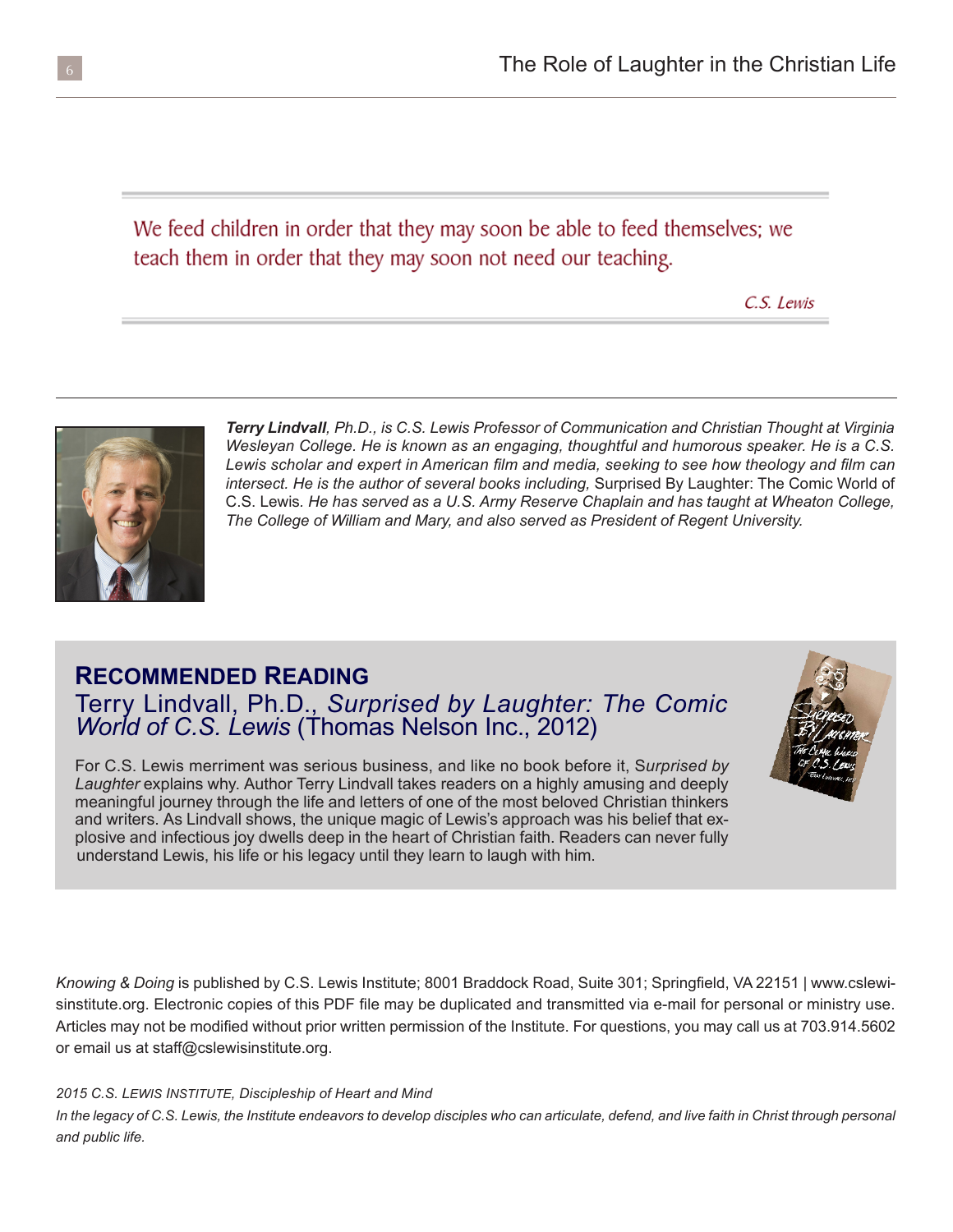> We feed children in order that they may soon be able to feed themselves; we teach them in order that they may soon not need our teaching.
>
> *C.S. Lewis*

***Terry Lindvall**, Ph.D., is C.S. Lewis Professor of Communication and Christian Thought at Virginia Wesleyan College. He is known as an engaging, thoughtful and humorous speaker. He is a C.S. Lewis scholar and expert in American film and media, seeking to see how theology and film can intersect. He is the author of several books including,* Surprised By Laughter: The Comic World of C.S. Lewis. *He has served as a U.S. Army Reserve Chaplain and has taught at Wheaton College, The College of William and Mary, and also served as President of Regent University.*

## Recommended Reading

### Terry Lindvall, Ph.D., *Surprised by Laughter: The Comic World of C.S. Lewis* (Thomas Nelson Inc., 2012)

For C.S. Lewis merriment was serious business, and like no book before it, S*urprised by Laughter* explains why. Author Terry Lindvall takes readers on a highly amusing and deeply meaningful journey through the life and letters of one of the most beloved Christian thinkers and writers. As Lindvall shows, the unique magic of Lewis's approach was his belief that explosive and infectious joy dwells deep in the heart of Christian faith. Readers can never fully understand Lewis, his life or his legacy until they learn to laugh with him.

*Knowing & Doing* is published by C.S. Lewis Institute; 8001 Braddock Road, Suite 301; Springfield, VA 22151 | www.cslewisinstitute.org. Electronic copies of this PDF file may be duplicated and transmitted via e-mail for personal or ministry use. Articles may not be modified without prior written permission of the Institute. For questions, you may call us at 703.914.5602 or email us at staff@cslewisinstitute.org.

*2015 C.S. LEWIS INSTITUTE, Discipleship of Heart and Mind*

*In the legacy of C.S. Lewis, the Institute endeavors to develop disciples who can articulate, defend, and live faith in Christ through personal and public life.*